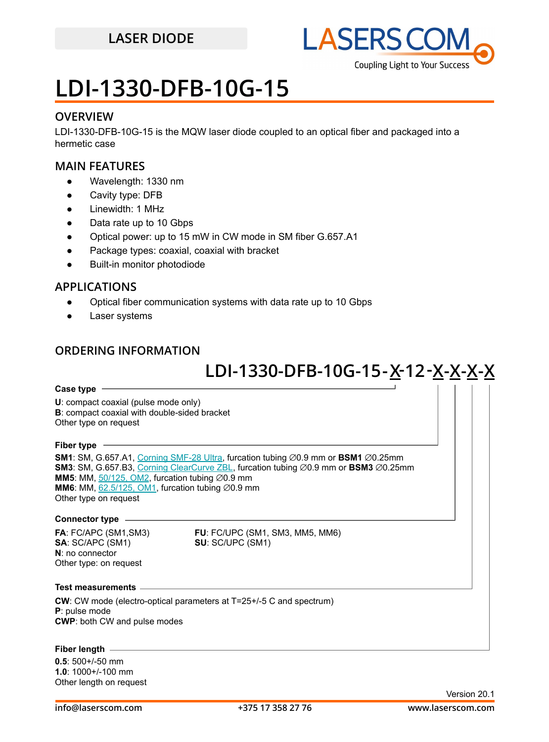LASER DIODE

LASERS COM

Coupling Light to Your Success

# LDI-1330-DFB-10G-15

## OVERVIEW

LDI-1330-DFB-10G-15 is the MQW laser diode coupled to an optical fiber and packaged into a hermetic case

## MAIN FEATURES

- Wavelength: 1330 nm
- Cavity type: DFB
- Linewidth: 1 MHz
- Data rate up to 10 Gbps
- Optical power: up to 15 mW in CW mode in SM fiber G.657.A1
- Package types: coaxial, coaxial with bracket
- Built-in monitor photodiode

## APPLICATIONS

- Optical fiber communication systems with data rate up to 10 Gbps
- Laser systems

## ORDERING INFORMATION

**LDI-1330-DFB-10G-15-X-12-X-X-X-X**

**Case type**

**U**: compact coaxial (pulse mode only)
**B**: compact coaxial with double-sided bracket
Other type on request

**Fiber type**

**SM1**: SM, G.657.A1, Corning SMF-28 Ultra, furcation tubing ∅0.9 mm or **BSM1** ∅0.25mm
**SM3**: SM, G.657.B3, Corning ClearCurve ZBL, furcation tubing ∅0.9 mm or **BSM3** ∅0.25mm
**MM5**: MM, 50/125, OM2, furcation tubing ∅0.9 mm
**MM6**: MM, 62.5/125, OM1, furcation tubing ∅0.9 mm
Other type on request

**Connector type**

**FA**: FC/APC (SM1,SM3)
**SA**: SC/APC (SM1)
**N**: no connector
Other type: on request
**FU**: FC/UPC (SM1, SM3, MM5, MM6)
**SU**: SC/UPC (SM1)

**Test measurements**

**CW**: CW mode (electro-optical parameters at T=25+/-5 C and spectrum)
**P**: pulse mode
**CWP**: both CW and pulse modes

**Fiber length**

**0.5**: 500+/-50 mm
**1.0**: 1000+/-100 mm
Other length on request

Version 20.1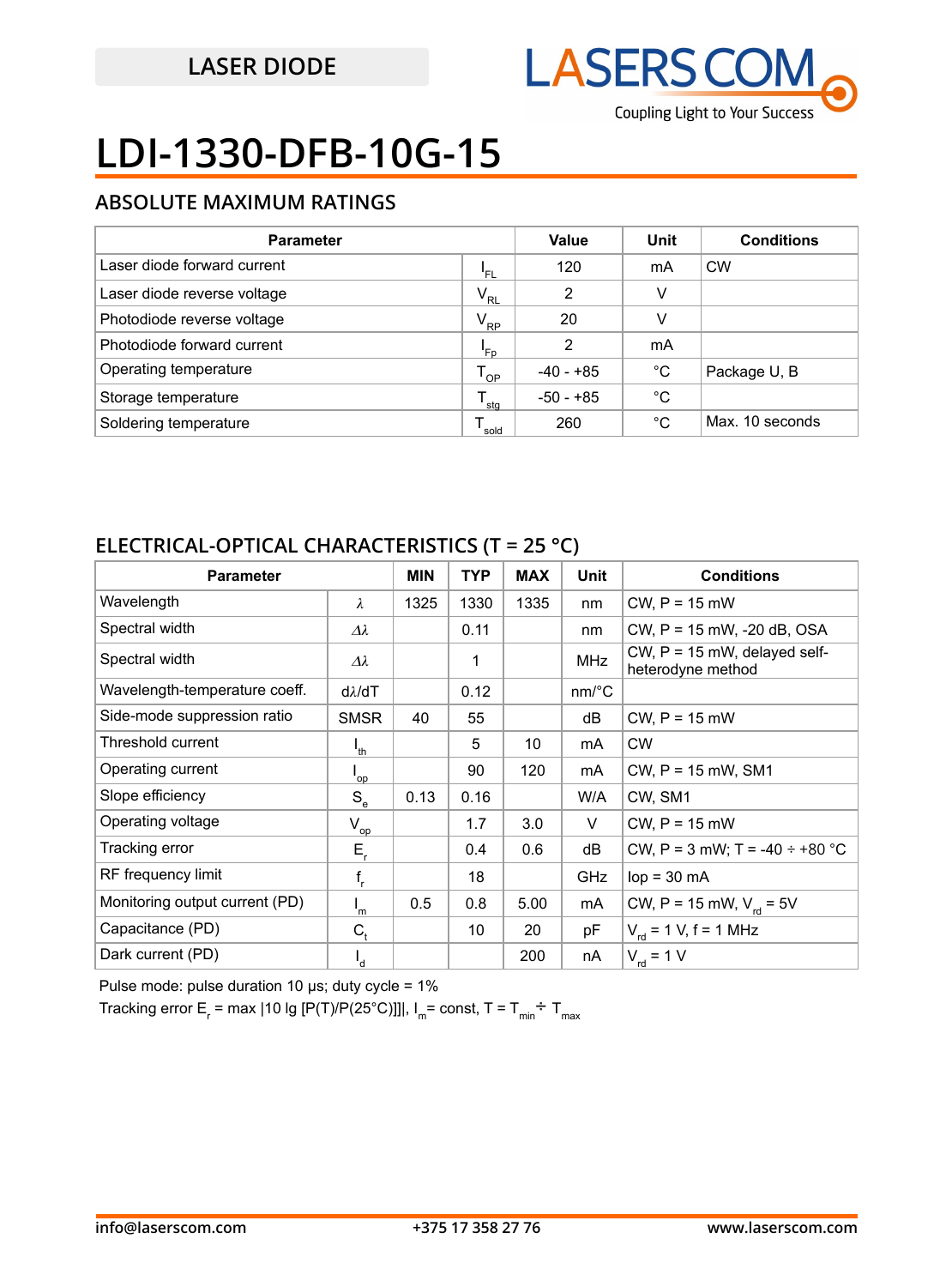LASER DIODE

# LDI-1330-DFB-10G-15

## ABSOLUTE MAXIMUM RATINGS

| Parameter | | Value | Unit | Conditions |
|---|---|---|---|---|
| Laser diode forward current | $I_{FL}$ | 120 | mA | CW |
| Laser diode reverse voltage | $V_{RL}$ | 2 | V | |
| Photodiode reverse voltage | $V_{RP}$ | 20 | V | |
| Photodiode forward current | $I_{Fp}$ | 2 | mA | |
| Operating temperature | $T_{OP}$ | -40 - +85 | °C | Package U, B |
| Storage temperature | $T_{stg}$ | -50 - +85 | °C | |
| Soldering temperature | $T_{sold}$ | 260 | °C | Max. 10 seconds |

## ELECTRICAL-OPTICAL CHARACTERISTICS (T = 25 °C)

| Parameter | | MIN | TYP | MAX | Unit | Conditions |
|---|---|---|---|---|---|---|
| Wavelength | $\lambda$ | 1325 | 1330 | 1335 | nm | CW, P = 15 mW |
| Spectral width | $\Delta\lambda$ | | 0.11 | | nm | CW, P = 15 mW, -20 dB, OSA |
| Spectral width | $\Delta\lambda$ | | 1 | | MHz | CW, P = 15 mW, delayed self-heterodyne method |
| Wavelength-temperature coeff. | $d\lambda/dT$ | | 0.12 | | nm/°C | |
| Side-mode suppression ratio | SMSR | 40 | 55 | | dB | CW, P = 15 mW |
| Threshold current | $I_{th}$ | | 5 | 10 | mA | CW |
| Operating current | $I_{op}$ | | 90 | 120 | mA | CW, P = 15 mW, SM1 |
| Slope efficiency | $S_e$ | 0.13 | 0.16 | | W/A | CW, SM1 |
| Operating voltage | $V_{op}$ | | 1.7 | 3.0 | V | CW, P = 15 mW |
| Tracking error | $E_r$ | | 0.4 | 0.6 | dB | CW, P = 3 mW; T = -40 ÷ +80 °C |
| RF frequency limit | $f_r$ | | 18 | | GHz | Iop = 30 mA |
| Monitoring output current (PD) | $I_m$ | 0.5 | 0.8 | 5.00 | mA | CW, P = 15 mW, $V_{rd}$ = 5V |
| Capacitance (PD) | $C_t$ | | 10 | 20 | pF | $V_{rd}$ = 1 V, f = 1 MHz |
| Dark current (PD) | $I_d$ | | | 200 | nA | $V_{rd}$ = 1 V |

Pulse mode: pulse duration 10 µs; duty cycle = 1%

Tracking error $E_r$ = max |10 lg [P(T)/P(25°C)]]|, $I_m$ = const, T = $T_{min}$ ÷ $T_{max}$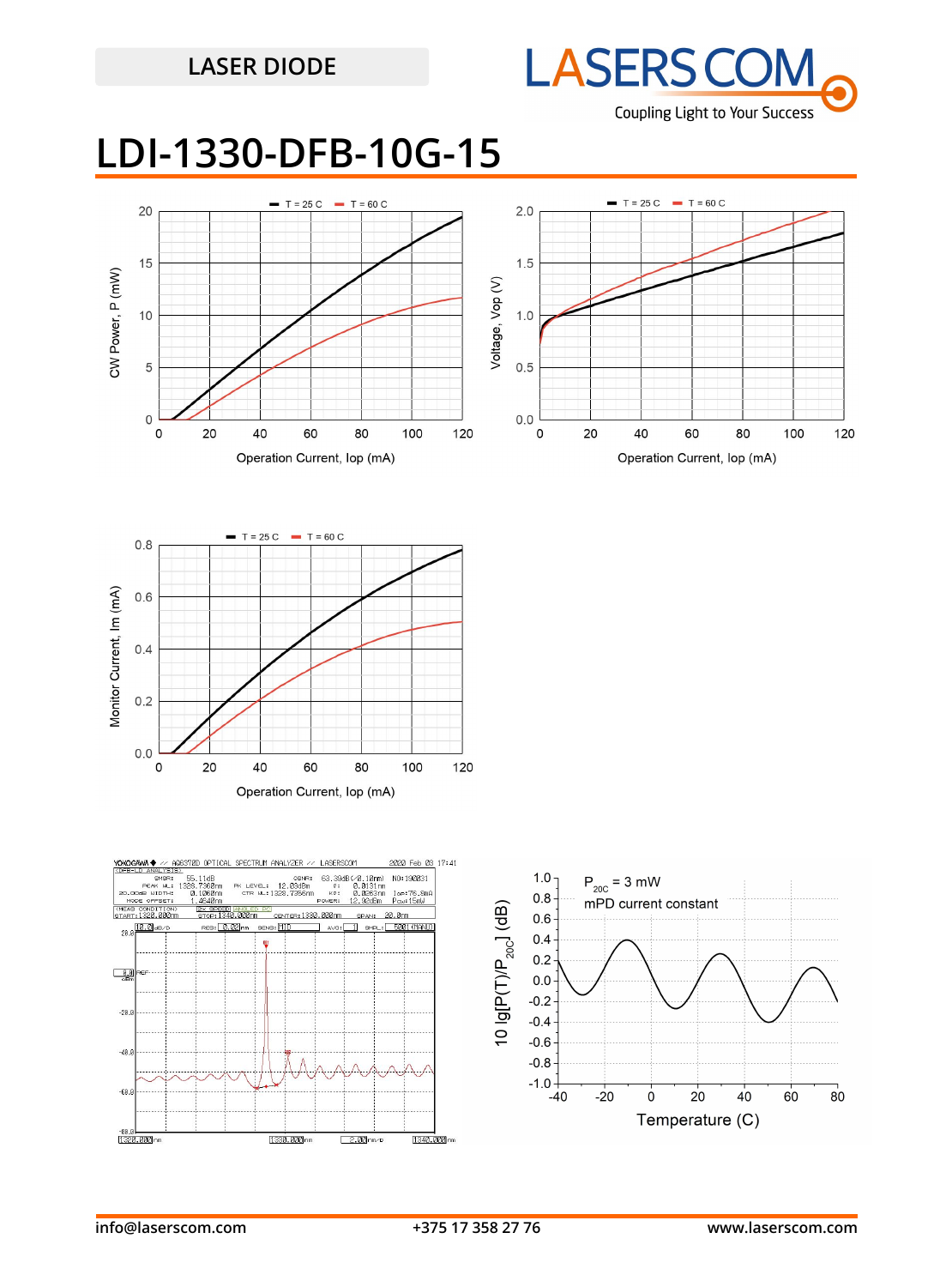# LDI-1330-DFB-10G-15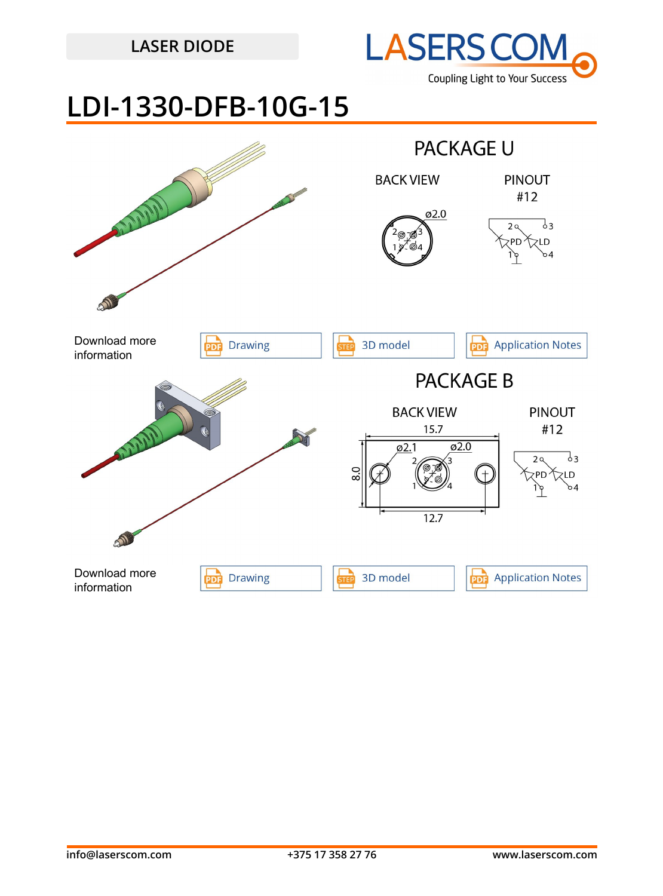LASER DIODE

# LDI-1330-DFB-10G-15

## PACKAGE U

BACK VIEW

PINOUT #12

Download more information

Drawing | 3D model | Application Notes

## PACKAGE B

BACK VIEW

PINOUT #12

Download more information

Drawing | 3D model | Application Notes

info@laserscom.com    +375 17 358 27 76    www.laserscom.com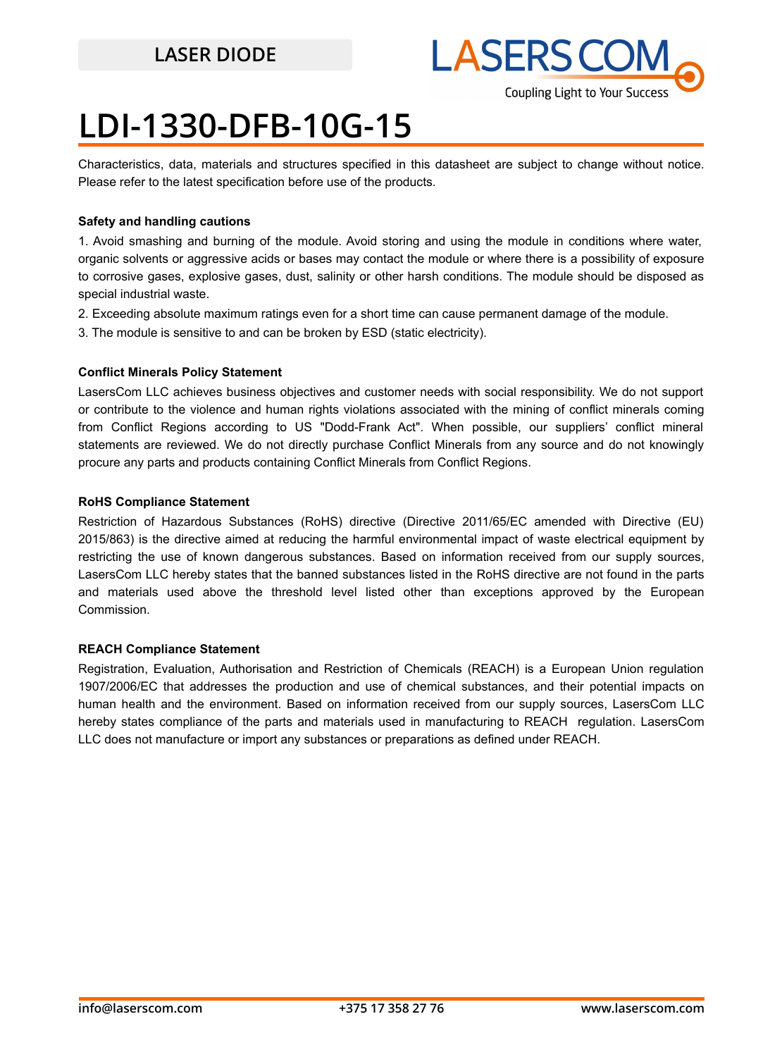# LDI-1330-DFB-10G-15

Characteristics, data, materials and structures specified in this datasheet are subject to change without notice. Please refer to the latest specification before use of the products.

**Safety and handling cautions**

1. Avoid smashing and burning of the module. Avoid storing and using the module in conditions where water, organic solvents or aggressive acids or bases may contact the module or where there is a possibility of exposure to corrosive gases, explosive gases, dust, salinity or other harsh conditions. The module should be disposed as special industrial waste.
2. Exceeding absolute maximum ratings even for a short time can cause permanent damage of the module.
3. The module is sensitive to and can be broken by ESD (static electricity).

**Conflict Minerals Policy Statement**

LasersCom LLC achieves business objectives and customer needs with social responsibility. We do not support or contribute to the violence and human rights violations associated with the mining of conflict minerals coming from Conflict Regions according to US "Dodd-Frank Act". When possible, our suppliers' conflict mineral statements are reviewed. We do not directly purchase Conflict Minerals from any source and do not knowingly procure any parts and products containing Conflict Minerals from Conflict Regions.

**RoHS Compliance Statement**

Restriction of Hazardous Substances (RoHS) directive (Directive 2011/65/EC amended with Directive (EU) 2015/863) is the directive aimed at reducing the harmful environmental impact of waste electrical equipment by restricting the use of known dangerous substances. Based on information received from our supply sources, LasersCom LLC hereby states that the banned substances listed in the RoHS directive are not found in the parts and materials used above the threshold level listed other than exceptions approved by the European Commission.

**REACH Compliance Statement**

Registration, Evaluation, Authorisation and Restriction of Chemicals (REACH) is a European Union regulation 1907/2006/EC that addresses the production and use of chemical substances, and their potential impacts on human health and the environment. Based on information received from our supply sources, LasersCom LLC hereby states compliance of the parts and materials used in manufacturing to REACH regulation. LasersCom LLC does not manufacture or import any substances or preparations as defined under REACH.